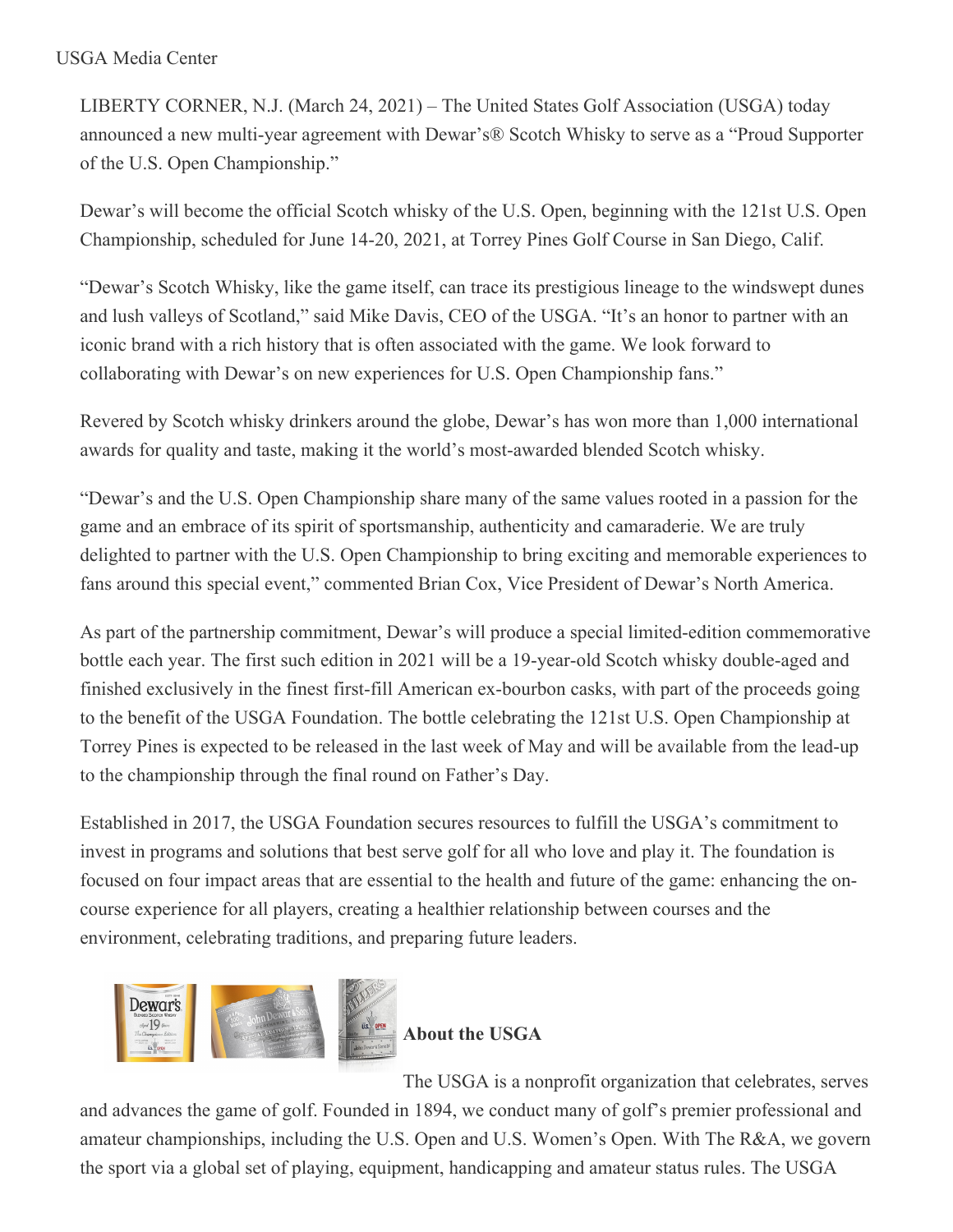USGA Media Center

LIBERTY CORNER, N.J. (March 24, 2021) – The United States Golf Association (USGA) today announced a new multi-year agreement with Dewar's® Scotch Whisky to serve as a "Proud Supporter of the U.S. Open Championship."

Dewar's will become the official Scotch whisky of the U.S. Open, beginning with the 121st U.S. Open Championship, scheduled for June 14-20, 2021, at Torrey Pines Golf Course in San Diego, Calif.

"Dewar's Scotch Whisky, like the game itself, can trace its prestigious lineage to the windswept dunes and lush valleys of Scotland," said Mike Davis, CEO of the USGA. "It's an honor to partner with an iconic brand with a rich history that is often associated with the game. We look forward to collaborating with Dewar's on new experiences for U.S. Open Championship fans."

Revered by Scotch whisky drinkers around the globe, Dewar's has won more than 1,000 international awards for quality and taste, making it the world's most-awarded blended Scotch whisky.

"Dewar's and the U.S. Open Championship share many of the same values rooted in a passion for the game and an embrace of its spirit of sportsmanship, authenticity and camaraderie. We are truly delighted to partner with the U.S. Open Championship to bring exciting and memorable experiences to fans around this special event," commented Brian Cox, Vice President of Dewar's North America.

As part of the partnership commitment, Dewar's will produce a special limited-edition commemorative bottle each year. The first such edition in 2021 will be a 19-year-old Scotch whisky double-aged and finished exclusively in the finest first-fill American ex-bourbon casks, with part of the proceeds going to the benefit of the USGA Foundation. The bottle celebrating the 121st U.S. Open Championship at Torrey Pines is expected to be released in the last week of May and will be available from the lead-up to the championship through the final round on Father's Day.

Established in 2017, the USGA Foundation secures resources to fulfill the USGA's commitment to invest in programs and solutions that best serve golf for all who love and play it. The foundation is focused on four impact areas that are essential to the health and future of the game: enhancing the on-course experience for all players, creating a healthier relationship between courses and the environment, celebrating traditions, and preparing future leaders.

**About the USGA**

The USGA is a nonprofit organization that celebrates, serves and advances the game of golf. Founded in 1894, we conduct many of golf's premier professional and amateur championships, including the U.S. Open and U.S. Women's Open. With The R&A, we govern the sport via a global set of playing, equipment, handicapping and amateur status rules. The USGA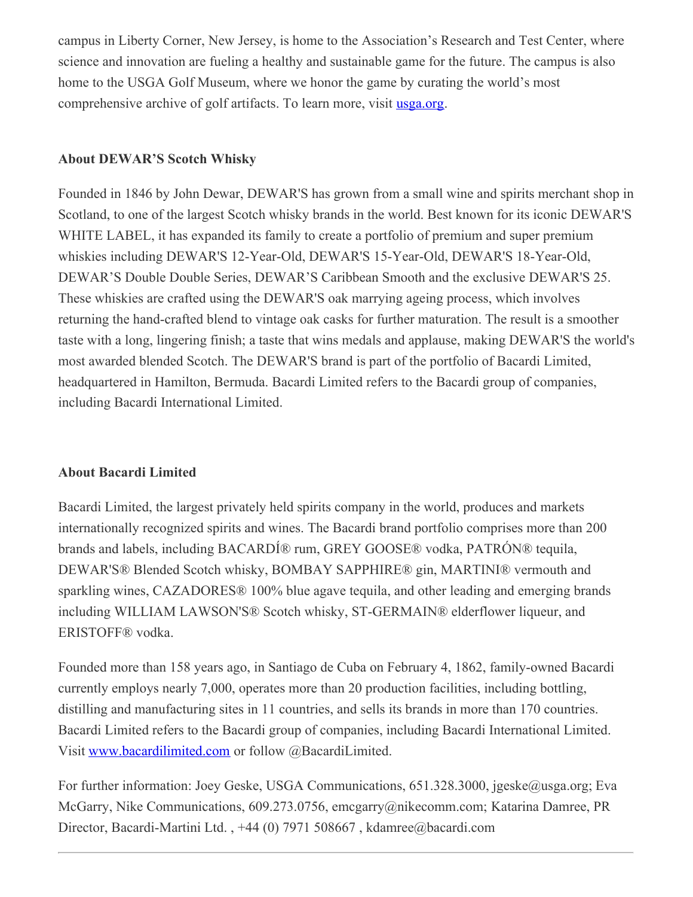campus in Liberty Corner, New Jersey, is home to the Association's Research and Test Center, where science and innovation are fueling a healthy and sustainable game for the future. The campus is also home to the USGA Golf Museum, where we honor the game by curating the world's most comprehensive archive of golf artifacts. To learn more, visit [usga.org](usga.org).

**About DEWAR'S Scotch Whisky**

Founded in 1846 by John Dewar, DEWAR'S has grown from a small wine and spirits merchant shop in Scotland, to one of the largest Scotch whisky brands in the world. Best known for its iconic DEWAR'S WHITE LABEL, it has expanded its family to create a portfolio of premium and super premium whiskies including DEWAR'S 12-Year-Old, DEWAR'S 15-Year-Old, DEWAR'S 18-Year-Old, DEWAR'S Double Double Series, DEWAR'S Caribbean Smooth and the exclusive DEWAR'S 25. These whiskies are crafted using the DEWAR'S oak marrying ageing process, which involves returning the hand-crafted blend to vintage oak casks for further maturation. The result is a smoother taste with a long, lingering finish; a taste that wins medals and applause, making DEWAR'S the world's most awarded blended Scotch. The DEWAR'S brand is part of the portfolio of Bacardi Limited, headquartered in Hamilton, Bermuda. Bacardi Limited refers to the Bacardi group of companies, including Bacardi International Limited.

**About Bacardi Limited**

Bacardi Limited, the largest privately held spirits company in the world, produces and markets internationally recognized spirits and wines. The Bacardi brand portfolio comprises more than 200 brands and labels, including BACARDÍ® rum, GREY GOOSE® vodka, PATRÓN® tequila, DEWAR'S® Blended Scotch whisky, BOMBAY SAPPHIRE® gin, MARTINI® vermouth and sparkling wines, CAZADORES® 100% blue agave tequila, and other leading and emerging brands including WILLIAM LAWSON'S® Scotch whisky, ST-GERMAIN® elderflower liqueur, and ERISTOFF® vodka.

Founded more than 158 years ago, in Santiago de Cuba on February 4, 1862, family-owned Bacardi currently employs nearly 7,000, operates more than 20 production facilities, including bottling, distilling and manufacturing sites in 11 countries, and sells its brands in more than 170 countries. Bacardi Limited refers to the Bacardi group of companies, including Bacardi International Limited. Visit [www.bacardilimited.com](www.bacardilimited.com) or follow @BacardiLimited.

For further information: Joey Geske, USGA Communications, 651.328.3000, jgeske@usga.org; Eva McGarry, Nike Communications, 609.273.0756, emcgarry@nikecomm.com; Katarina Damree, PR Director, Bacardi-Martini Ltd. , +44 (0) 7971 508667 , kdamree@bacardi.com

---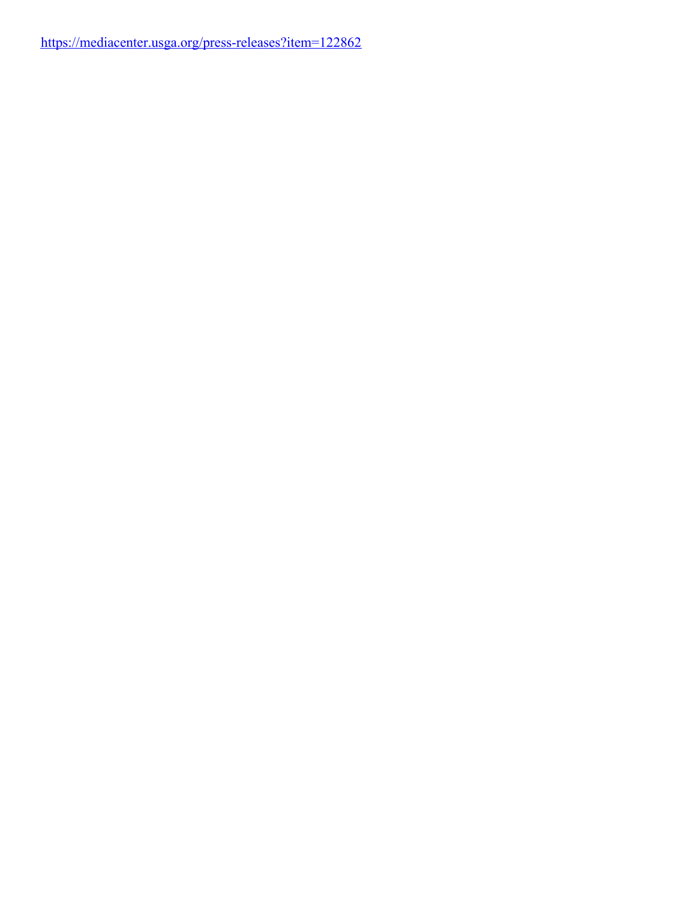[https://mediacenter.usga.org/press-releases?item=122862](https://mediacenter.usga.org/press-releases?item=122862)